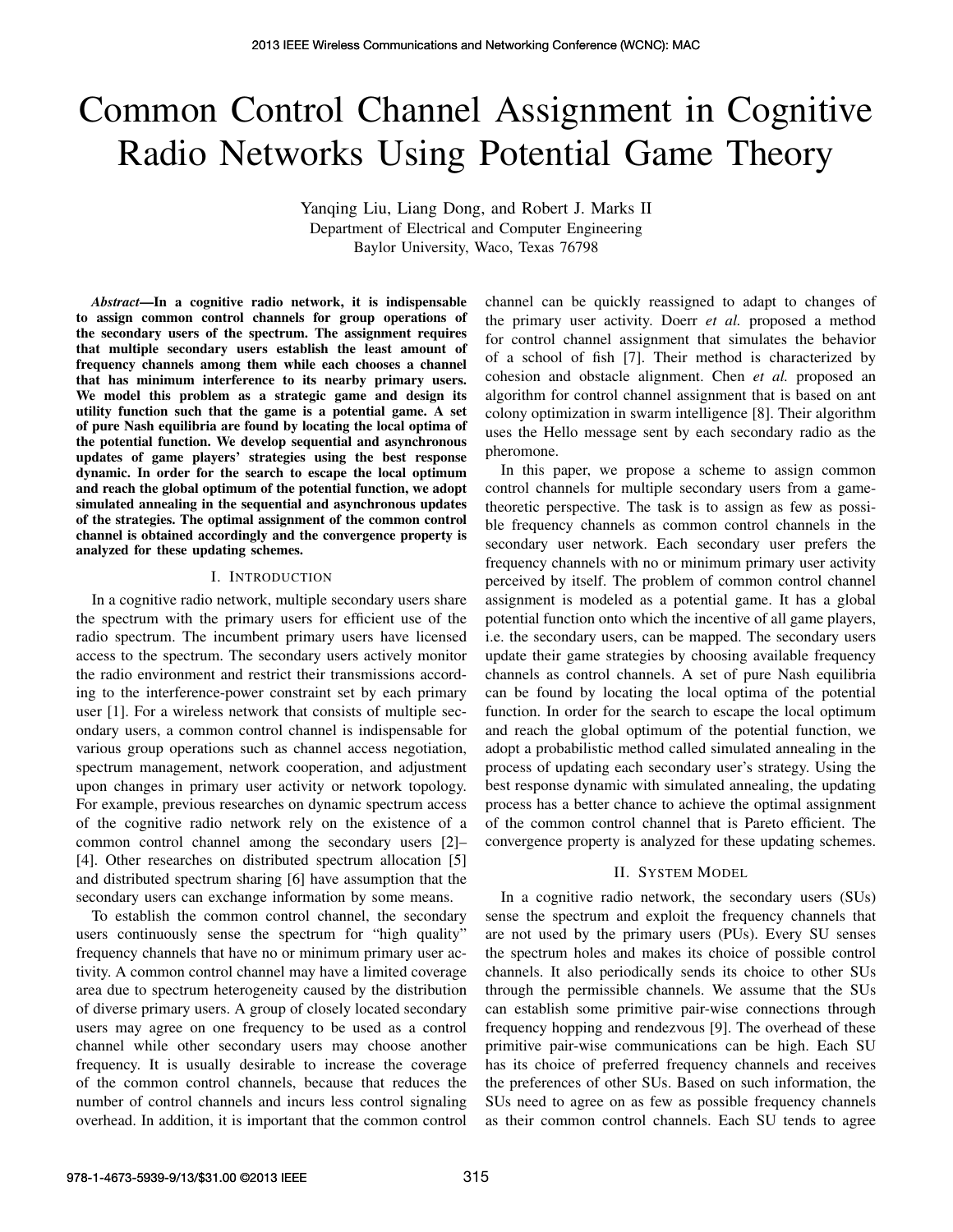# Common Control Channel Assignment in Cognitive Radio Networks Using Potential Game Theory

Yanqing Liu, Liang Dong, and Robert J. Marks II
Department of Electrical and Computer Engineering
Baylor University, Waco, Texas 76798

***Abstract*—In a cognitive radio network, it is indispensable to assign common control channels for group operations of the secondary users of the spectrum. The assignment requires that multiple secondary users establish the least amount of frequency channels among them while each chooses a channel that has minimum interference to its nearby primary users. We model this problem as a strategic game and design its utility function such that the game is a potential game. A set of pure Nash equilibria are found by locating the local optima of the potential function. We develop sequential and asynchronous updates of game players' strategies using the best response dynamic. In order for the search to escape the local optimum and reach the global optimum of the potential function, we adopt simulated annealing in the sequential and asynchronous updates of the strategies. The optimal assignment of the common control channel is obtained accordingly and the convergence property is analyzed for these updating schemes.**

## I. Introduction

In a cognitive radio network, multiple secondary users share the spectrum with the primary users for efficient use of the radio spectrum. The incumbent primary users have licensed access to the spectrum. The secondary users actively monitor the radio environment and restrict their transmissions according to the interference-power constraint set by each primary user [1]. For a wireless network that consists of multiple secondary users, a common control channel is indispensable for various group operations such as channel access negotiation, spectrum management, network cooperation, and adjustment upon changes in primary user activity or network topology. For example, previous researches on dynamic spectrum access of the cognitive radio network rely on the existence of a common control channel among the secondary users [2]–[4]. Other researches on distributed spectrum allocation [5] and distributed spectrum sharing [6] have assumption that the secondary users can exchange information by some means.

To establish the common control channel, the secondary users continuously sense the spectrum for "high quality" frequency channels that have no or minimum primary user activity. A common control channel may have a limited coverage area due to spectrum heterogeneity caused by the distribution of diverse primary users. A group of closely located secondary users may agree on one frequency to be used as a control channel while other secondary users may choose another frequency. It is usually desirable to increase the coverage of the common control channels, because that reduces the number of control channels and incurs less control signaling overhead. In addition, it is important that the common control channel can be quickly reassigned to adapt to changes of the primary user activity. Doerr *et al.* proposed a method for control channel assignment that simulates the behavior of a school of fish [7]. Their method is characterized by cohesion and obstacle alignment. Chen *et al.* proposed an algorithm for control channel assignment that is based on ant colony optimization in swarm intelligence [8]. Their algorithm uses the Hello message sent by each secondary radio as the pheromone.

In this paper, we propose a scheme to assign common control channels for multiple secondary users from a game-theoretic perspective. The task is to assign as few as possible frequency channels as common control channels in the secondary user network. Each secondary user prefers the frequency channels with no or minimum primary user activity perceived by itself. The problem of common control channel assignment is modeled as a potential game. It has a global potential function onto which the incentive of all game players, i.e. the secondary users, can be mapped. The secondary users update their game strategies by choosing available frequency channels as control channels. A set of pure Nash equilibria can be found by locating the local optima of the potential function. In order for the search to escape the local optimum and reach the global optimum of the potential function, we adopt a probabilistic method called simulated annealing in the process of updating each secondary user's strategy. Using the best response dynamic with simulated annealing, the updating process has a better chance to achieve the optimal assignment of the common control channel that is Pareto efficient. The convergence property is analyzed for these updating schemes.

## II. System Model

In a cognitive radio network, the secondary users (SUs) sense the spectrum and exploit the frequency channels that are not used by the primary users (PUs). Every SU senses the spectrum holes and makes its choice of possible control channels. It also periodically sends its choice to other SUs through the permissible channels. We assume that the SUs can establish some primitive pair-wise connections through frequency hopping and rendezvous [9]. The overhead of these primitive pair-wise communications can be high. Each SU has its choice of preferred frequency channels and receives the preferences of other SUs. Based on such information, the SUs need to agree on as few as possible frequency channels as their common control channels. Each SU tends to agree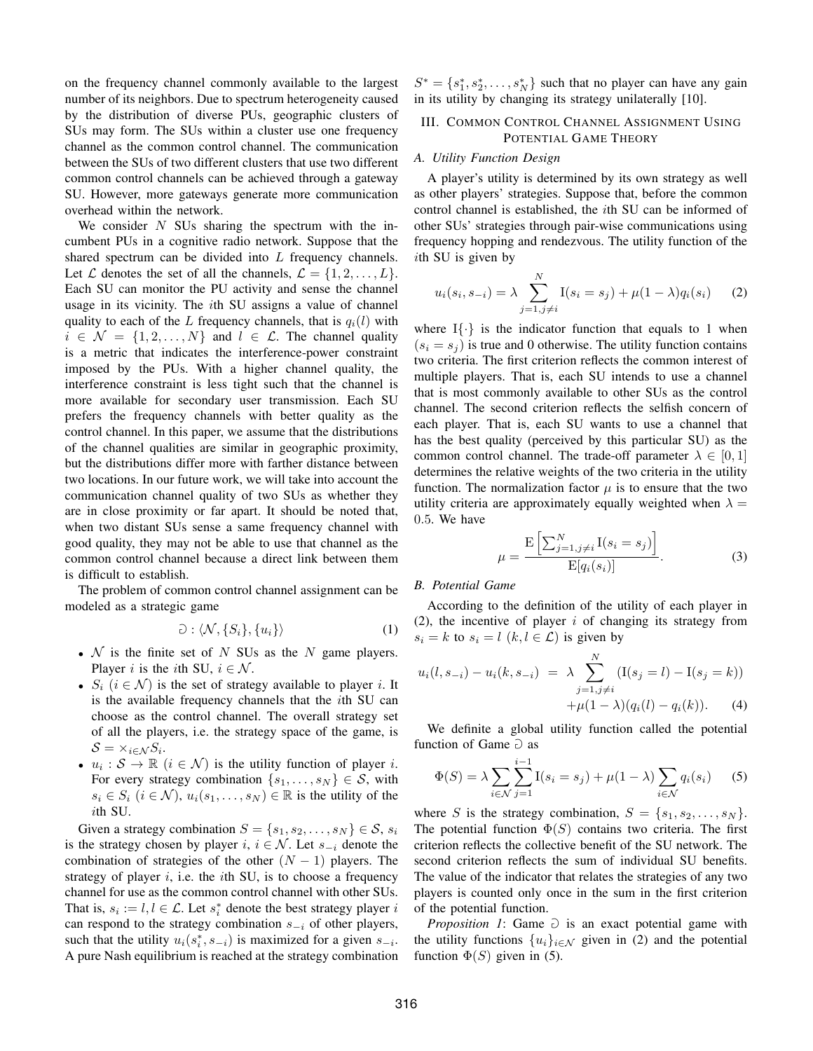on the frequency channel commonly available to the largest number of its neighbors. Due to spectrum heterogeneity caused by the distribution of diverse PUs, geographic clusters of SUs may form. The SUs within a cluster use one frequency channel as the common control channel. The communication between the SUs of two different clusters that use two different common control channels can be achieved through a gateway SU. However, more gateways generate more communication overhead within the network.

We consider $N$ SUs sharing the spectrum with the incumbent PUs in a cognitive radio network. Suppose that the shared spectrum can be divided into $L$ frequency channels. Let $\mathcal{L}$ denotes the set of all the channels, $\mathcal{L} = \{1, 2, \ldots, L\}$. Each SU can monitor the PU activity and sense the channel usage in its vicinity. The $i$th SU assigns a value of channel quality to each of the $L$ frequency channels, that is $q_i(l)$ with $i \in \mathcal{N} = \{1, 2, \ldots, N\}$ and $l \in \mathcal{L}$. The channel quality is a metric that indicates the interference-power constraint imposed by the PUs. With a higher channel quality, the interference constraint is less tight such that the channel is more available for secondary user transmission. Each SU prefers the frequency channels with better quality as the control channel. In this paper, we assume that the distributions of the channel qualities are similar in geographic proximity, but the distributions differ more with farther distance between two locations. In our future work, we will take into account the communication channel quality of two SUs as whether they are in close proximity or far apart. It should be noted that, when two distant SUs sense a same frequency channel with good quality, they may not be able to use that channel as the common control channel because a direct link between them is difficult to establish.

The problem of common control channel assignment can be modeled as a strategic game

$$\mathfrak{G} : \langle \mathcal{N}, \{S_i\}, \{u_i\} \rangle \tag{1}$$

- $\mathcal{N}$ is the finite set of $N$ SUs as the $N$ game players. Player $i$ is the $i$th SU, $i \in \mathcal{N}$.
- $S_i$ $(i \in \mathcal{N})$ is the set of strategy available to player $i$. It is the available frequency channels that the $i$th SU can choose as the control channel. The overall strategy set of all the players, i.e. the strategy space of the game, is $\mathcal{S} = \times_{i \in \mathcal{N}} S_i$.
- $u_i : \mathcal{S} \rightarrow \mathbb{R}$ $(i \in \mathcal{N})$ is the utility function of player $i$. For every strategy combination $\{s_1, \ldots, s_N\} \in \mathcal{S}$, with $s_i \in S_i$ $(i \in \mathcal{N})$, $u_i(s_1, \ldots, s_N) \in \mathbb{R}$ is the utility of the $i$th SU.

Given a strategy combination $S = \{s_1, s_2, \ldots, s_N\} \in \mathcal{S}$, $s_i$ is the strategy chosen by player $i$, $i \in \mathcal{N}$. Let $s_{-i}$ denote the combination of strategies of the other $(N-1)$ players. The strategy of player $i$, i.e. the $i$th SU, is to choose a frequency channel for use as the common control channel with other SUs. That is, $s_i := l, l \in \mathcal{L}$. Let $s_i^*$ denote the best strategy player $i$ can respond to the strategy combination $s_{-i}$ of other players, such that the utility $u_i(s_i^*, s_{-i})$ is maximized for a given $s_{-i}$. A pure Nash equilibrium is reached at the strategy combination $S^* = \{s_1^*, s_2^*, \ldots, s_N^*\}$ such that no player can have any gain in its utility by changing its strategy unilaterally [10].

## III. Common Control Channel Assignment Using Potential Game Theory

### A. Utility Function Design

A player's utility is determined by its own strategy as well as other players' strategies. Suppose that, before the common control channel is established, the $i$th SU can be informed of other SUs' strategies through pair-wise communications using frequency hopping and rendezvous. The utility function of the $i$th SU is given by

$$u_i(s_i, s_{-i}) = \lambda \sum_{j=1, j \neq i}^{N} \mathrm{I}(s_i = s_j) + \mu(1-\lambda) q_i(s_i) \tag{2}$$

where $\mathrm{I}\{\cdot\}$ is the indicator function that equals to 1 when $(s_i = s_j)$ is true and 0 otherwise. The utility function contains two criteria. The first criterion reflects the common interest of multiple players. That is, each SU intends to use a channel that is most commonly available to other SUs as the control channel. The second criterion reflects the selfish concern of each player. That is, each SU wants to use a channel that has the best quality (perceived by this particular SU) as the common control channel. The trade-off parameter $\lambda \in [0, 1]$ determines the relative weights of the two criteria in the utility function. The normalization factor $\mu$ is to ensure that the two utility criteria are approximately equally weighted when $\lambda = 0.5$. We have

$$\mu = \frac{\mathrm{E}\left[\sum_{j=1, j \neq i}^{N} \mathrm{I}(s_i = s_j)\right]}{\mathrm{E}[q_i(s_i)]}. \tag{3}$$

### B. Potential Game

According to the definition of the utility of each player in (2), the incentive of player $i$ of changing its strategy from $s_i = k$ to $s_i = l$ $(k, l \in \mathcal{L})$ is given by

$$\begin{aligned} u_i(l, s_{-i}) - u_i(k, s_{-i}) &= \lambda \sum_{j=1, j \neq i}^{N} (\mathrm{I}(s_j = l) - \mathrm{I}(s_j = k)) \\ &\quad + \mu(1-\lambda)(q_i(l) - q_i(k)). \end{aligned} \tag{4}$$

We definite a global utility function called the potential function of Game $\mathfrak{G}$ as

$$\Phi(S) = \lambda \sum_{i \in \mathcal{N}} \sum_{j=1}^{i-1} \mathrm{I}(s_i = s_j) + \mu(1-\lambda) \sum_{i \in \mathcal{N}} q_i(s_i) \tag{5}$$

where $S$ is the strategy combination, $S = \{s_1, s_2, \ldots, s_N\}$. The potential function $\Phi(S)$ contains two criteria. The first criterion reflects the collective benefit of the SU network. The second criterion reflects the sum of individual SU benefits. The value of the indicator that relates the strategies of any two players is counted only once in the sum in the first criterion of the potential function.

*Proposition 1*: Game $\mathfrak{G}$ is an exact potential game with the utility functions $\{u_i\}_{i \in \mathcal{N}}$ given in (2) and the potential function $\Phi(S)$ given in (5).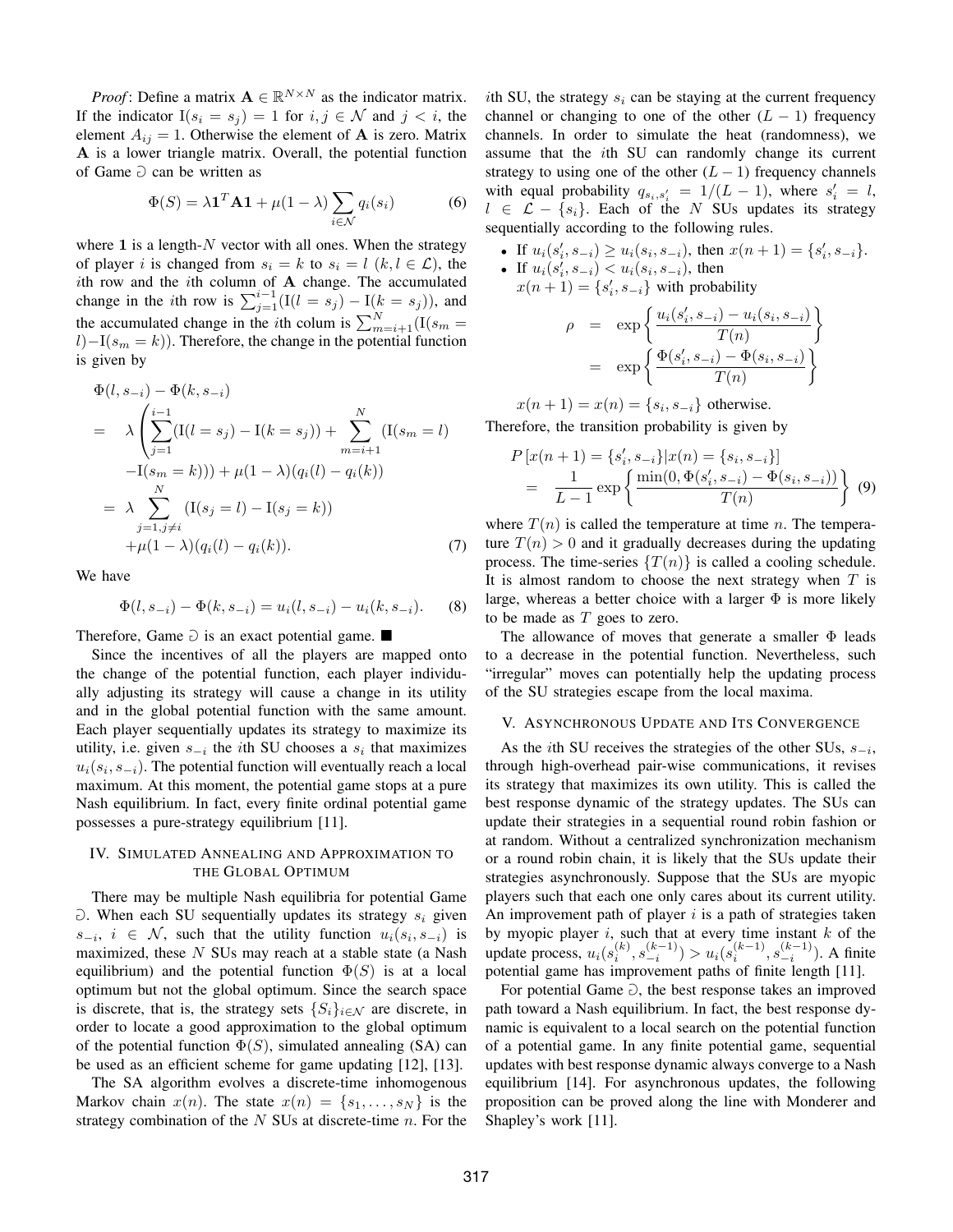*Proof*: Define a matrix $\mathbf{A} \in \mathbb{R}^{N \times N}$ as the indicator matrix. If the indicator $\mathrm{I}(s_i = s_j) = 1$ for $i, j \in \mathcal{N}$ and $j < i$, the element $A_{ij} = 1$. Otherwise the element of $\mathbf{A}$ is zero. Matrix $\mathbf{A}$ is a lower triangle matrix. Overall, the potential function of Game $\eth$ can be written as

$$\Phi(S) = \lambda \mathbf{1}^T \mathbf{A} \mathbf{1} + \mu(1-\lambda) \sum_{i \in \mathcal{N}} q_i(s_i) \tag{6}$$

where $\mathbf{1}$ is a length-$N$ vector with all ones. When the strategy of player $i$ is changed from $s_i = k$ to $s_i = l$ $(k, l \in \mathcal{L})$, the $i$th row and the $i$th column of $\mathbf{A}$ change. The accumulated change in the $i$th row is $\sum_{j=1}^{i-1}(\mathrm{I}(l = s_j) - \mathrm{I}(k = s_j))$, and the accumulated change in the $i$th colum is $\sum_{m=i+1}^{N}(\mathrm{I}(s_m = l) - \mathrm{I}(s_m = k))$. Therefore, the change in the potential function is given by

$$\begin{aligned}
&\Phi(l, s_{-i}) - \Phi(k, s_{-i}) \\
&= \lambda \left( \sum_{j=1}^{i-1}(\mathrm{I}(l = s_j) - \mathrm{I}(k = s_j)) + \sum_{m=i+1}^{N} (\mathrm{I}(s_m = l) \right. \\
&\quad \left. - \mathrm{I}(s_m = k)) \right) + \mu(1-\lambda)(q_i(l) - q_i(k)) \\
&= \lambda \sum_{j=1, j \neq i}^{N} (\mathrm{I}(s_j = l) - \mathrm{I}(s_j = k)) \\
&\quad + \mu(1-\lambda)(q_i(l) - q_i(k)).
\end{aligned} \tag{7}$$

We have

$$\Phi(l, s_{-i}) - \Phi(k, s_{-i}) = u_i(l, s_{-i}) - u_i(k, s_{-i}). \tag{8}$$

Therefore, Game $\eth$ is an exact potential game. ■

Since the incentives of all the players are mapped onto the change of the potential function, each player individually adjusting its strategy will cause a change in its utility and in the global potential function with the same amount. Each player sequentially updates its strategy to maximize its utility, i.e. given $s_{-i}$ the $i$th SU chooses a $s_i$ that maximizes $u_i(s_i, s_{-i})$. The potential function will eventually reach a local maximum. At this moment, the potential game stops at a pure Nash equilibrium. In fact, every finite ordinal potential game possesses a pure-strategy equilibrium [11].

## IV. Simulated Annealing and Approximation to the Global Optimum

There may be multiple Nash equilibria for potential Game $\eth$. When each SU sequentially updates its strategy $s_i$ given $s_{-i}$, $i \in \mathcal{N}$, such that the utility function $u_i(s_i, s_{-i})$ is maximized, these $N$ SUs may reach at a stable state (a Nash equilibrium) and the potential function $\Phi(S)$ is at a local optimum but not the global optimum. Since the search space is discrete, that is, the strategy sets $\{S_i\}_{i \in \mathcal{N}}$ are discrete, in order to locate a good approximation to the global optimum of the potential function $\Phi(S)$, simulated annealing (SA) can be used as an efficient scheme for game updating [12], [13].

The SA algorithm evolves a discrete-time inhomogenous Markov chain $x(n)$. The state $x(n) = \{s_1, \ldots, s_N\}$ is the strategy combination of the $N$ SUs at discrete-time $n$. For the $i$th SU, the strategy $s_i$ can be staying at the current frequency channel or changing to one of the other $(L-1)$ frequency channels. In order to simulate the heat (randomness), we assume that the $i$th SU can randomly change its current strategy to using one of the other $(L-1)$ frequency channels with equal probability $q_{s_i, s_i'} = 1/(L-1)$, where $s_i' = l$, $l \in \mathcal{L} - \{s_i\}$. Each of the $N$ SUs updates its strategy sequentially according to the following rules.

- If $u_i(s_i', s_{-i}) \geq u_i(s_i, s_{-i})$, then $x(n+1) = \{s_i', s_{-i}\}$.
- If $u_i(s_i', s_{-i}) < u_i(s_i, s_{-i})$, then
  $x(n+1) = \{s_i', s_{-i}\}$ with probability

$$\begin{aligned}
\rho &= \exp\left\{ \frac{u_i(s_i', s_{-i}) - u_i(s_i, s_{-i})}{T(n)} \right\} \\
&= \exp\left\{ \frac{\Phi(s_i', s_{-i}) - \Phi(s_i, s_{-i})}{T(n)} \right\}
\end{aligned}$$

  $x(n+1) = x(n) = \{s_i, s_{-i}\}$ otherwise.

Therefore, the transition probability is given by

$$\begin{aligned}
&P\left[x(n+1) = \{s_i', s_{-i}\} | x(n) = \{s_i, s_{-i}\}\right] \\
&\quad = \frac{1}{L-1} \exp\left\{ \frac{\min(0, \Phi(s_i', s_{-i}) - \Phi(s_i, s_{-i}))}{T(n)} \right\}
\end{aligned} \tag{9}$$

where $T(n)$ is called the temperature at time $n$. The temperature $T(n) > 0$ and it gradually decreases during the updating process. The time-series $\{T(n)\}$ is called a cooling schedule. It is almost random to choose the next strategy when $T$ is large, whereas a better choice with a larger $\Phi$ is more likely to be made as $T$ goes to zero.

The allowance of moves that generate a smaller $\Phi$ leads to a decrease in the potential function. Nevertheless, such "irregular" moves can potentially help the updating process of the SU strategies escape from the local maxima.

## V. Asynchronous Update and Its Convergence

As the $i$th SU receives the strategies of the other SUs, $s_{-i}$, through high-overhead pair-wise communications, it revises its strategy that maximizes its own utility. This is called the best response dynamic of the strategy updates. The SUs can update their strategies in a sequential round robin fashion or at random. Without a centralized synchronization mechanism or a round robin chain, it is likely that the SUs update their strategies asynchronously. Suppose that the SUs are myopic players such that each one only cares about its current utility. An improvement path of player $i$ is a path of strategies taken by myopic player $i$, such that at every time instant $k$ of the update process, $u_i(s_i^{(k)}, s_{-i}^{(k-1)}) > u_i(s_i^{(k-1)}, s_{-i}^{(k-1)})$. A finite potential game has improvement paths of finite length [11].

For potential Game $\eth$, the best response takes an improved path toward a Nash equilibrium. In fact, the best response dynamic is equivalent to a local search on the potential function of a potential game. In any finite potential game, sequential updates with best response dynamic always converge to a Nash equilibrium [14]. For asynchronous updates, the following proposition can be proved along the line with Monderer and Shapley's work [11].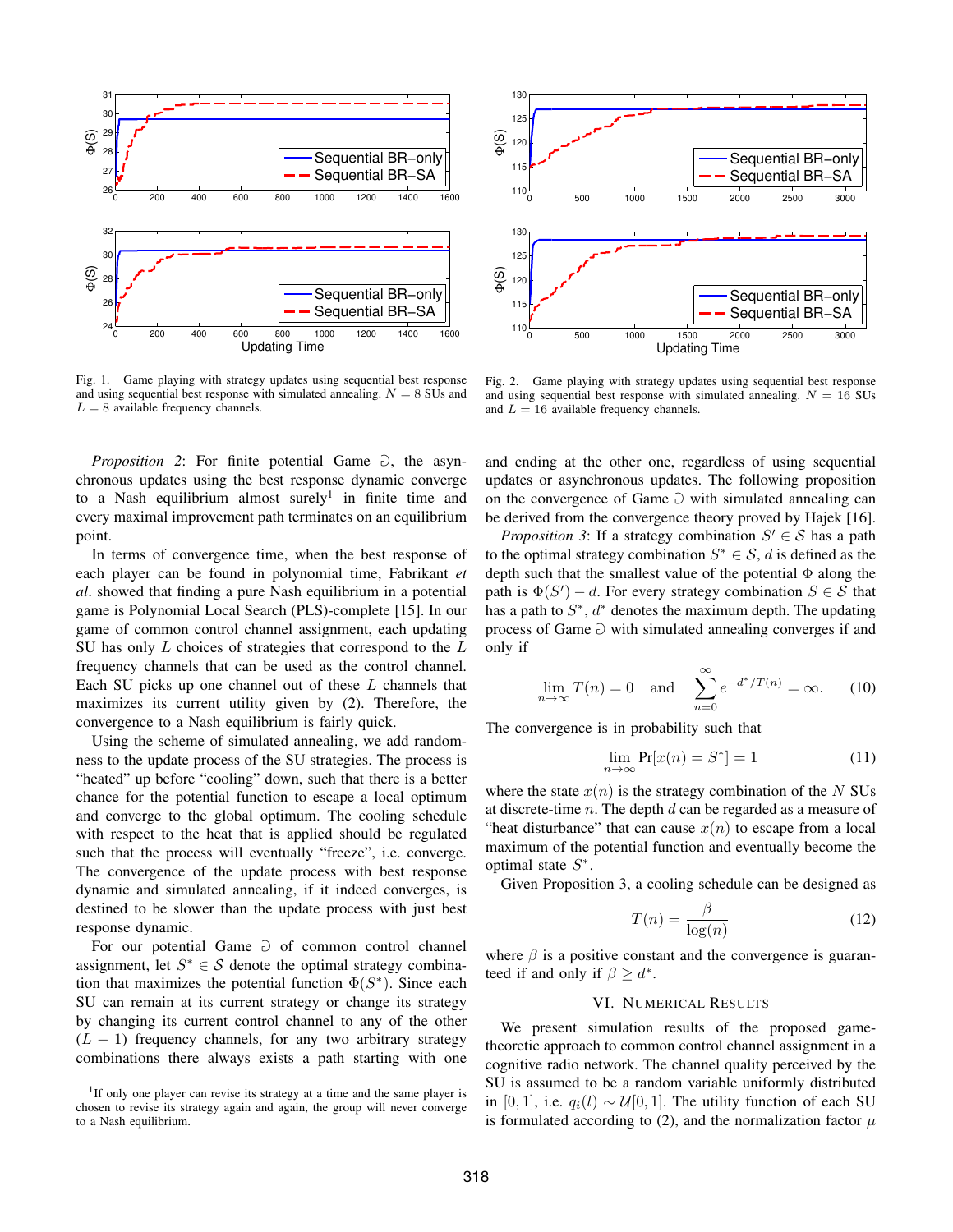Fig. 1. Game playing with strategy updates using sequential best response and using sequential best response with simulated annealing. $N = 8$ SUs and $L = 8$ available frequency channels.

Fig. 2. Game playing with strategy updates using sequential best response and using sequential best response with simulated annealing. $N = 16$ SUs and $L = 16$ available frequency channels.

*Proposition 2*: For finite potential Game $\Game$, the asynchronous updates using the best response dynamic converge to a Nash equilibrium almost surely[1] in finite time and every maximal improvement path terminates on an equilibrium point.

In terms of convergence time, when the best response of each player can be found in polynomial time, Fabrikant *et al*. showed that finding a pure Nash equilibrium in a potential game is Polynomial Local Search (PLS)-complete [15]. In our game of common control channel assignment, each updating SU has only $L$ choices of strategies that correspond to the $L$ frequency channels that can be used as the control channel. Each SU picks up one channel out of these $L$ channels that maximizes its current utility given by (2). Therefore, the convergence to a Nash equilibrium is fairly quick.

Using the scheme of simulated annealing, we add randomness to the update process of the SU strategies. The process is "heated" up before "cooling" down, such that there is a better chance for the potential function to escape a local optimum and converge to the global optimum. The cooling schedule with respect to the heat that is applied should be regulated such that the process will eventually "freeze", i.e. converge. The convergence of the update process with best response dynamic and simulated annealing, if it indeed converges, is destined to be slower than the update process with just best response dynamic.

For our potential Game $\Game$ of common control channel assignment, let $S^* \in \mathcal{S}$ denote the optimal strategy combination that maximizes the potential function $\Phi(S^*)$. Since each SU can remain at its current strategy or change its strategy by changing its current control channel to any of the other $(L-1)$ frequency channels, for any two arbitrary strategy combinations there always exists a path starting with one and ending at the other one, regardless of using sequential updates or asynchronous updates. The following proposition on the convergence of Game $\Game$ with simulated annealing can be derived from the convergence theory proved by Hajek [16].

*Proposition 3*: If a strategy combination $S' \in \mathcal{S}$ has a path to the optimal strategy combination $S^* \in \mathcal{S}$, $d$ is defined as the depth such that the smallest value of the potential $\Phi$ along the path is $\Phi(S') - d$. For every strategy combination $S \in \mathcal{S}$ that has a path to $S^*$, $d^*$ denotes the maximum depth. The updating process of Game $\Game$ with simulated annealing converges if and only if

$$\lim_{n\to\infty} T(n) = 0 \quad \text{and} \quad \sum_{n=0}^{\infty} e^{-d^*/T(n)} = \infty. \tag{10}$$

The convergence is in probability such that

$$\lim_{n\to\infty} \Pr[x(n) = S^*] = 1 \tag{11}$$

where the state $x(n)$ is the strategy combination of the $N$ SUs at discrete-time $n$. The depth $d$ can be regarded as a measure of "heat disturbance" that can cause $x(n)$ to escape from a local maximum of the potential function and eventually become the optimal state $S^*$.

Given Proposition 3, a cooling schedule can be designed as

$$T(n) = \frac{\beta}{\log(n)} \tag{12}$$

where $\beta$ is a positive constant and the convergence is guaranteed if and only if $\beta \geq d^*$.

## VI. Numerical Results

We present simulation results of the proposed game-theoretic approach to common control channel assignment in a cognitive radio network. The channel quality perceived by the SU is assumed to be a random variable uniformly distributed in $[0, 1]$, i.e. $q_i(l) \sim \mathcal{U}[0, 1]$. The utility function of each SU is formulated according to (2), and the normalization factor $\mu$

[1] If only one player can revise its strategy at a time and the same player is chosen to revise its strategy again and again, the group will never converge to a Nash equilibrium.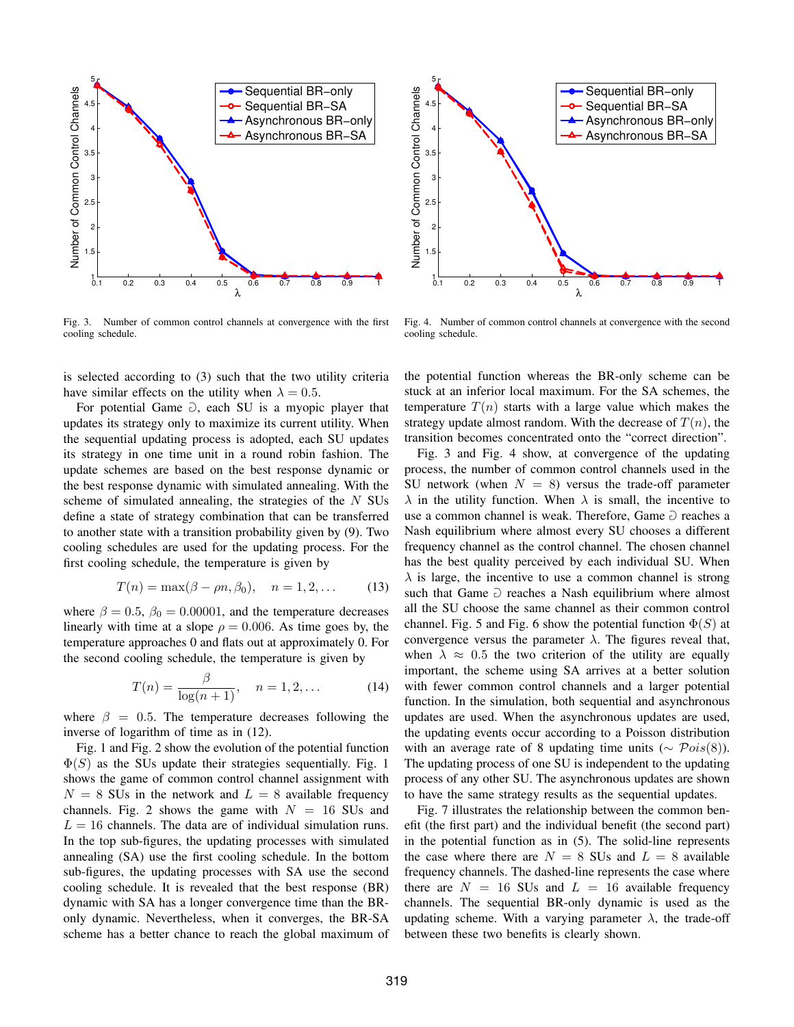Fig. 3. Number of common control channels at convergence with the first cooling schedule.

Fig. 4. Number of common control channels at convergence with the second cooling schedule.

is selected according to (3) such that the two utility criteria have similar effects on the utility when $\lambda = 0.5$.

For potential Game $\eth$, each SU is a myopic player that updates its strategy only to maximize its current utility. When the sequential updating process is adopted, each SU updates its strategy in one time unit in a round robin fashion. The update schemes are based on the best response dynamic or the best response dynamic with simulated annealing. With the scheme of simulated annealing, the strategies of the $N$ SUs define a state of strategy combination that can be transferred to another state with a transition probability given by (9). Two cooling schedules are used for the updating process. For the first cooling schedule, the temperature is given by

$$T(n) = \max(\beta - \rho n, \beta_0), \quad n = 1, 2, \ldots \tag{13}$$

where $\beta = 0.5$, $\beta_0 = 0.00001$, and the temperature decreases linearly with time at a slope $\rho = 0.006$. As time goes by, the temperature approaches 0 and flats out at approximately 0. For the second cooling schedule, the temperature is given by

$$T(n) = \frac{\beta}{\log(n+1)}, \quad n = 1, 2, \ldots \tag{14}$$

where $\beta = 0.5$. The temperature decreases following the inverse of logarithm of time as in (12).

Fig. 1 and Fig. 2 show the evolution of the potential function $\Phi(S)$ as the SUs update their strategies sequentially. Fig. 1 shows the game of common control channel assignment with $N = 8$ SUs in the network and $L = 8$ available frequency channels. Fig. 2 shows the game with $N = 16$ SUs and $L = 16$ channels. The data are of individual simulation runs. In the top sub-figures, the updating processes with simulated annealing (SA) use the first cooling schedule. In the bottom sub-figures, the updating processes with SA use the second cooling schedule. It is revealed that the best response (BR) dynamic with SA has a longer convergence time than the BR-only dynamic. Nevertheless, when it converges, the BR-SA scheme has a better chance to reach the global maximum of the potential function whereas the BR-only scheme can be stuck at an inferior local maximum. For the SA schemes, the temperature $T(n)$ starts with a large value which makes the strategy update almost random. With the decrease of $T(n)$, the transition becomes concentrated onto the "correct direction".

Fig. 3 and Fig. 4 show, at convergence of the updating process, the number of common control channels used in the SU network (when $N = 8$) versus the trade-off parameter $\lambda$ in the utility function. When $\lambda$ is small, the incentive to use a common channel is weak. Therefore, Game $\eth$ reaches a Nash equilibrium where almost every SU chooses a different frequency channel as the control channel. The chosen channel has the best quality perceived by each individual SU. When $\lambda$ is large, the incentive to use a common channel is strong such that Game $\eth$ reaches a Nash equilibrium where almost all the SU choose the same channel as their common control channel. Fig. 5 and Fig. 6 show the potential function $\Phi(S)$ at convergence versus the parameter $\lambda$. The figures reveal that, when $\lambda \approx 0.5$ the two criterion of the utility are equally important, the scheme using SA arrives at a better solution with fewer common control channels and a larger potential function. In the simulation, both sequential and asynchronous updates are used. When the asynchronous updates are used, the updating events occur according to a Poisson distribution with an average rate of 8 updating time units ($\sim \mathcal{P}ois(8)$). The updating process of one SU is independent to the updating process of any other SU. The asynchronous updates are shown to have the same strategy results as the sequential updates.

Fig. 7 illustrates the relationship between the common benefit (the first part) and the individual benefit (the second part) in the potential function as in (5). The solid-line represents the case where there are $N = 8$ SUs and $L = 8$ available frequency channels. The dashed-line represents the case where there are $N = 16$ SUs and $L = 16$ available frequency channels. The sequential BR-only dynamic is used as the updating scheme. With a varying parameter $\lambda$, the trade-off between these two benefits is clearly shown.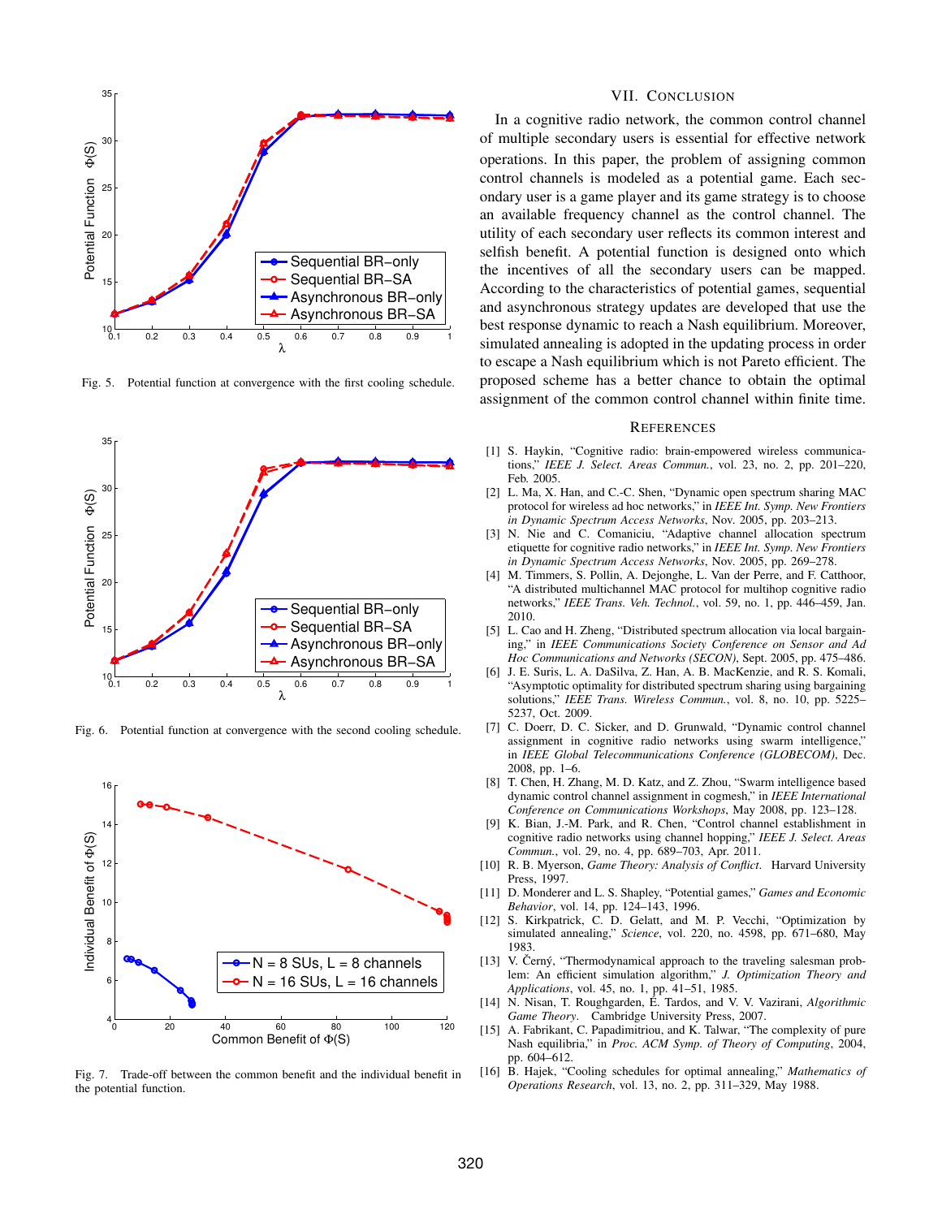35
30
25
20
15
10
Potential Function $\Phi(S)$
0.1 0.2 0.3 0.4 0.5 0.6 0.7 0.8 0.9 1
$\lambda$
Sequential BR–only
Sequential BR–SA
Asynchronous BR–only
Asynchronous BR–SA

Fig. 5. Potential function at convergence with the first cooling schedule.

35
30
25
20
15
10
Potential Function $\Phi(S)$
0.1 0.2 0.3 0.4 0.5 0.6 0.7 0.8 0.9 1
$\lambda$
Sequential BR–only
Sequential BR–SA
Asynchronous BR–only
Asynchronous BR–SA

Fig. 6. Potential function at convergence with the second cooling schedule.

16
14
12
10
8
6
4
Individual Benefit of $\Phi(S)$
0 20 40 60 80 100 120
Common Benefit of $\Phi(S)$
N = 8 SUs, L = 8 channels
N = 16 SUs, L = 16 channels

Fig. 7. Trade-off between the common benefit and the individual benefit in the potential function.

## VII. Conclusion

In a cognitive radio network, the common control channel of multiple secondary users is essential for effective network operations. In this paper, the problem of assigning common control channels is modeled as a potential game. Each secondary user is a game player and its game strategy is to choose an available frequency channel as the control channel. The utility of each secondary user reflects its common interest and selfish benefit. A potential function is designed onto which the incentives of all the secondary users can be mapped. According to the characteristics of potential games, sequential and asynchronous strategy updates are developed that use the best response dynamic to reach a Nash equilibrium. Moreover, simulated annealing is adopted in the updating process in order to escape a Nash equilibrium which is not Pareto efficient. The proposed scheme has a better chance to obtain the optimal assignment of the common control channel within finite time.

## References

[1] S. Haykin, "Cognitive radio: brain-empowered wireless communications," *IEEE J. Select. Areas Commun.*, vol. 23, no. 2, pp. 201–220, Feb. 2005.

[2] L. Ma, X. Han, and C.-C. Shen, "Dynamic open spectrum sharing MAC protocol for wireless ad hoc networks," in *IEEE Int. Symp. New Frontiers in Dynamic Spectrum Access Networks*, Nov. 2005, pp. 203–213.

[3] N. Nie and C. Comaniciu, "Adaptive channel allocation spectrum etiquette for cognitive radio networks," in *IEEE Int. Symp. New Frontiers in Dynamic Spectrum Access Networks*, Nov. 2005, pp. 269–278.

[4] M. Timmers, S. Pollin, A. Dejonghe, L. Van der Perre, and F. Catthoor, "A distributed multichannel MAC protocol for multihop cognitive radio networks," *IEEE Trans. Veh. Technol.*, vol. 59, no. 1, pp. 446–459, Jan. 2010.

[5] L. Cao and H. Zheng, "Distributed spectrum allocation via local bargaining," in *IEEE Communications Society Conference on Sensor and Ad Hoc Communications and Networks (SECON)*, Sept. 2005, pp. 475–486.

[6] J. E. Suris, L. A. DaSilva, Z. Han, A. B. MacKenzie, and R. S. Komali, "Asymptotic optimality for distributed spectrum sharing using bargaining solutions," *IEEE Trans. Wireless Commun.*, vol. 8, no. 10, pp. 5225–5237, Oct. 2009.

[7] C. Doerr, D. C. Sicker, and D. Grunwald, "Dynamic control channel assignment in cognitive radio networks using swarm intelligence," in *IEEE Global Telecommunications Conference (GLOBECOM)*, Dec. 2008, pp. 1–6.

[8] T. Chen, H. Zhang, M. D. Katz, and Z. Zhou, "Swarm intelligence based dynamic control channel assignment in cogmesh," in *IEEE International Conference on Communications Workshops*, May 2008, pp. 123–128.

[9] K. Bian, J.-M. Park, and R. Chen, "Control channel establishment in cognitive radio networks using channel hopping," *IEEE J. Select. Areas Commun.*, vol. 29, no. 4, pp. 689–703, Apr. 2011.

[10] R. B. Myerson, *Game Theory: Analysis of Conflict*. Harvard University Press, 1997.

[11] D. Monderer and L. S. Shapley, "Potential games," *Games and Economic Behavior*, vol. 14, pp. 124–143, 1996.

[12] S. Kirkpatrick, C. D. Gelatt, and M. P. Vecchi, "Optimization by simulated annealing," *Science*, vol. 220, no. 4598, pp. 671–680, May 1983.

[13] V. Černý, "Thermodynamical approach to the traveling salesman problem: An efficient simulation algorithm," *J. Optimization Theory and Applications*, vol. 45, no. 1, pp. 41–51, 1985.

[14] N. Nisan, T. Roughgarden, É. Tardos, and V. V. Vazirani, *Algorithmic Game Theory*. Cambridge University Press, 2007.

[15] A. Fabrikant, C. Papadimitriou, and K. Talwar, "The complexity of pure Nash equilibria," in *Proc. ACM Symp. of Theory of Computing*, 2004, pp. 604–612.

[16] B. Hajek, "Cooling schedules for optimal annealing," *Mathematics of Operations Research*, vol. 13, no. 2, pp. 311–329, May 1988.